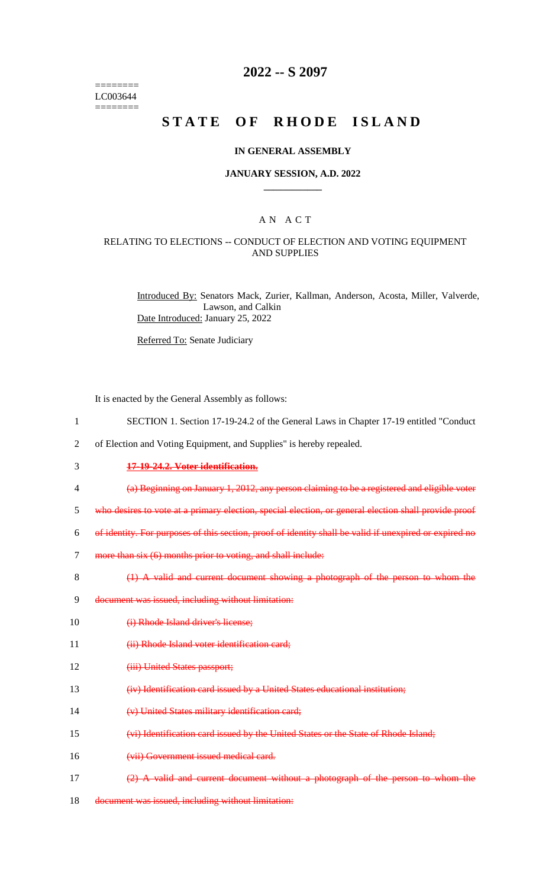========
LC003644
========

# 2022 -- S 2097

# STATE OF RHODE ISLAND

## IN GENERAL ASSEMBLY

## JANUARY SESSION, A.D. 2022

____________

## A N A C T

### RELATING TO ELECTIONS -- CONDUCT OF ELECTION AND VOTING EQUIPMENT AND SUPPLIES

Introduced By: Senators Mack, Zurier, Kallman, Anderson, Acosta, Miller, Valverde, Lawson, and Calkin

Date Introduced: January 25, 2022

Referred To: Senate Judiciary

It is enacted by the General Assembly as follows:

1 SECTION 1. Section 17-19-24.2 of the General Laws in Chapter 17-19 entitled "Conduct
2 of Election and Voting Equipment, and Supplies" is hereby repealed.

3 ~~**17-19-24.2. Voter identification.**~~

4 ~~(a) Beginning on January 1, 2012, any person claiming to be a registered and eligible voter~~
5 ~~who desires to vote at a primary election, special election, or general election shall provide proof~~
6 ~~of identity. For purposes of this section, proof of identity shall be valid if unexpired or expired no~~
7 ~~more than six (6) months prior to voting, and shall include:~~

8 ~~(1) A valid and current document showing a photograph of the person to whom the~~
9 ~~document was issued, including without limitation:~~

10 ~~(i) Rhode Island driver's license;~~

11 ~~(ii) Rhode Island voter identification card;~~

12 ~~(iii) United States passport;~~

13 ~~(iv) Identification card issued by a United States educational institution;~~

14 ~~(v) United States military identification card;~~

15 ~~(vi) Identification card issued by the United States or the State of Rhode Island;~~

16 ~~(vii) Government issued medical card.~~

17 ~~(2) A valid and current document without a photograph of the person to whom the~~
18 ~~document was issued, including without limitation:~~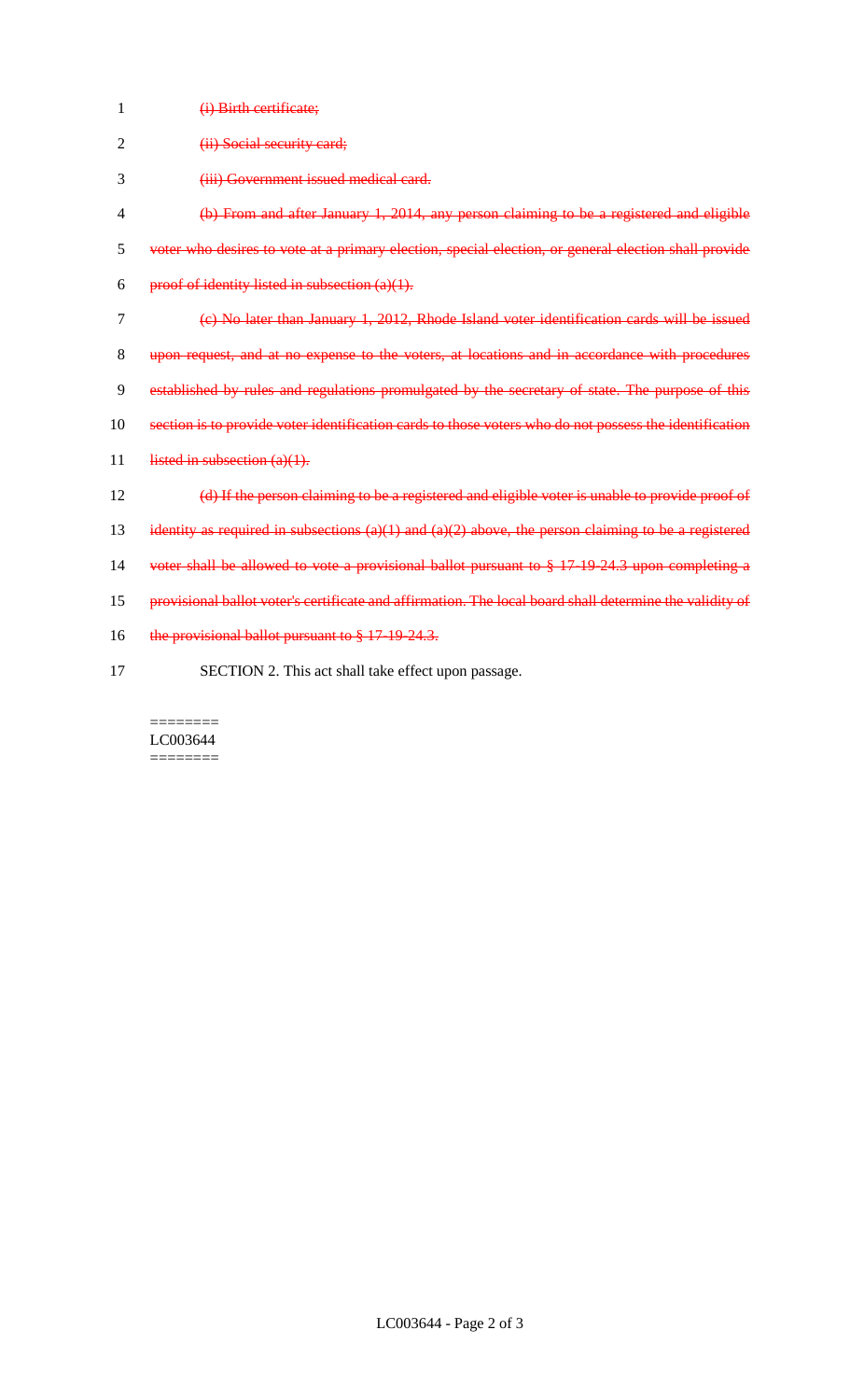~~(i) Birth certificate;~~

~~(ii) Social security card;~~

~~(iii) Government issued medical card.~~

~~(b) From and after January 1, 2014, any person claiming to be a registered and eligible voter who desires to vote at a primary election, special election, or general election shall provide proof of identity listed in subsection (a)(1).~~

~~(c) No later than January 1, 2012, Rhode Island voter identification cards will be issued upon request, and at no expense to the voters, at locations and in accordance with procedures established by rules and regulations promulgated by the secretary of state. The purpose of this section is to provide voter identification cards to those voters who do not possess the identification listed in subsection (a)(1).~~

~~(d) If the person claiming to be a registered and eligible voter is unable to provide proof of identity as required in subsections (a)(1) and (a)(2) above, the person claiming to be a registered voter shall be allowed to vote a provisional ballot pursuant to § 17-19-24.3 upon completing a provisional ballot voter's certificate and affirmation. The local board shall determine the validity of the provisional ballot pursuant to § 17-19-24.3.~~

SECTION 2. This act shall take effect upon passage.

========
LC003644
========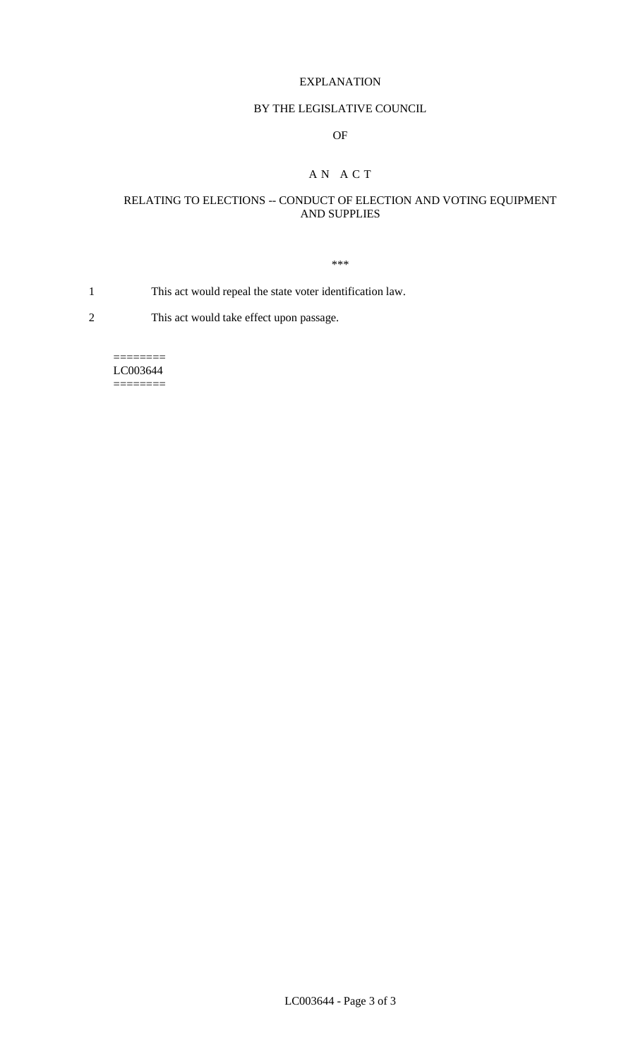EXPLANATION

BY THE LEGISLATIVE COUNCIL

OF

# A N A C T

RELATING TO ELECTIONS -- CONDUCT OF ELECTION AND VOTING EQUIPMENT AND SUPPLIES

\*\*\*

1 This act would repeal the state voter identification law.

2 This act would take effect upon passage.

========
LC003644
========